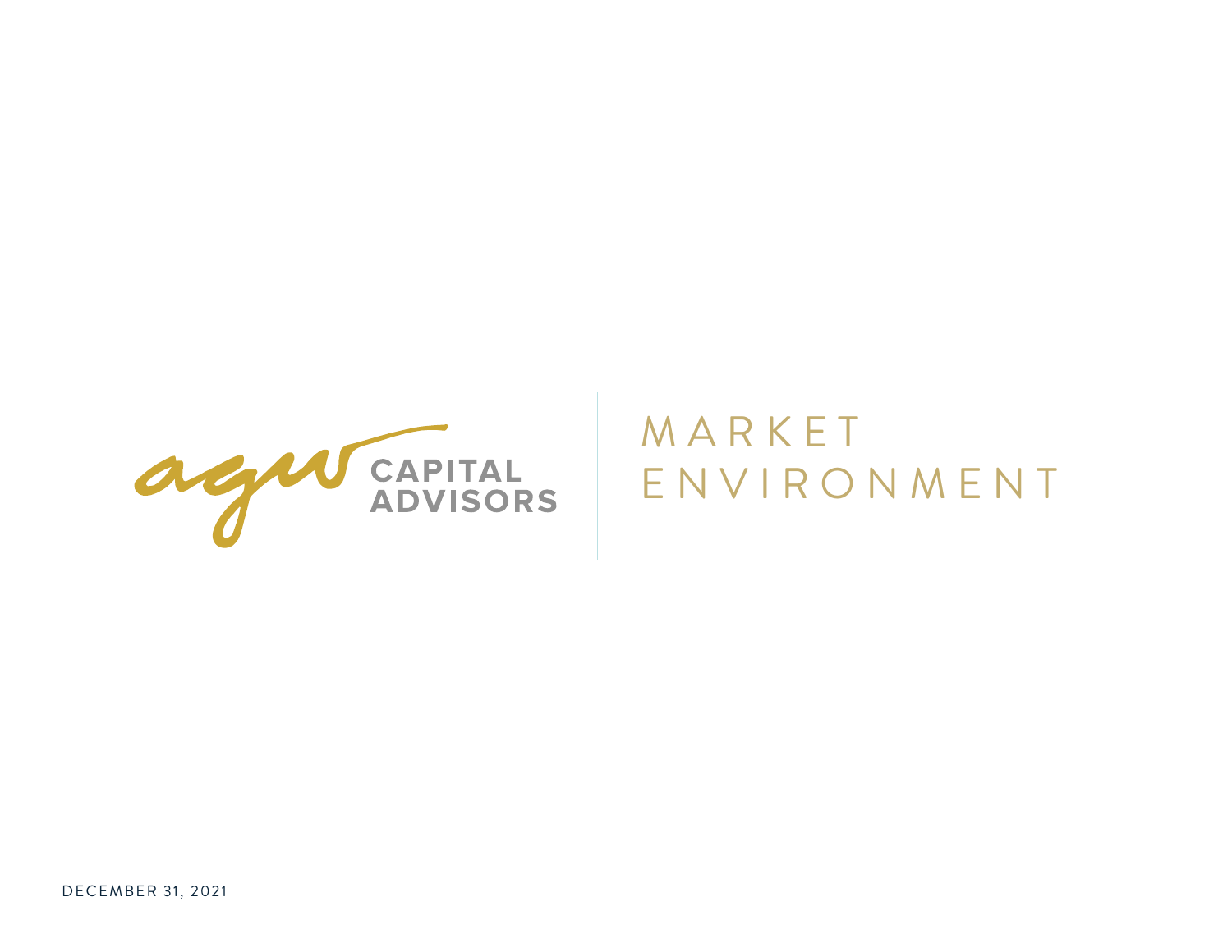agw CAPITAL ADVISORS

# MARKET ENVIRONMENT

DECEMBER 31, 2021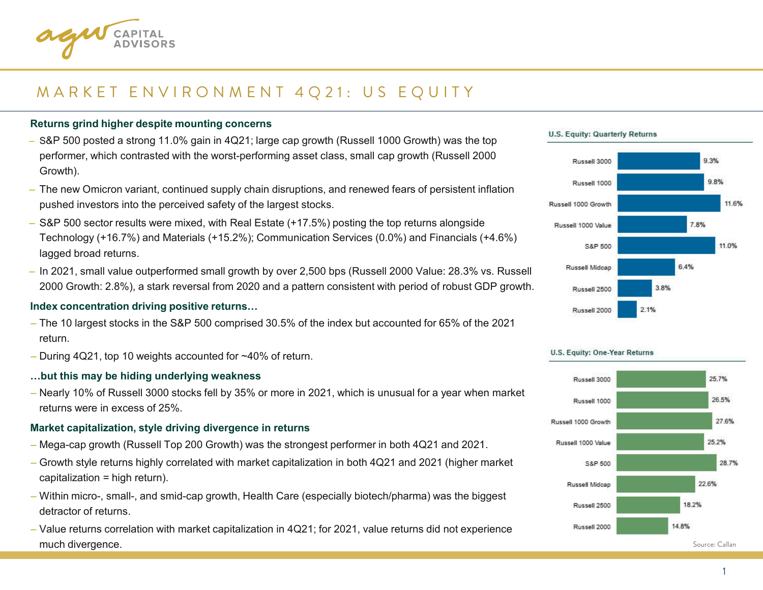# MARKET ENVIRONMENT 4Q21: US EQUITY

**Returns grind higher despite mounting concerns**

- S&P 500 posted a strong 11.0% gain in 4Q21; large cap growth (Russell 1000 Growth) was the top performer, which contrasted with the worst-performing asset class, small cap growth (Russell 2000 Growth).
- The new Omicron variant, continued supply chain disruptions, and renewed fears of persistent inflation pushed investors into the perceived safety of the largest stocks.
- S&P 500 sector results were mixed, with Real Estate (+17.5%) posting the top returns alongside Technology (+16.7%) and Materials (+15.2%); Communication Services (0.0%) and Financials (+4.6%) lagged broad returns.
- In 2021, small value outperformed small growth by over 2,500 bps (Russell 2000 Value: 28.3% vs. Russell 2000 Growth: 2.8%), a stark reversal from 2020 and a pattern consistent with period of robust GDP growth.

**Index concentration driving positive returns…**

- The 10 largest stocks in the S&P 500 comprised 30.5% of the index but accounted for 65% of the 2021 return.
- During 4Q21, top 10 weights accounted for ~40% of return.

**…but this may be hiding underlying weakness**

- Nearly 10% of Russell 3000 stocks fell by 35% or more in 2021, which is unusual for a year when market returns were in excess of 25%.

**Market capitalization, style driving divergence in returns**

- Mega-cap growth (Russell Top 200 Growth) was the strongest performer in both 4Q21 and 2021.
- Growth style returns highly correlated with market capitalization in both 4Q21 and 2021 (higher market capitalization = high return).
- Within micro-, small-, and smid-cap growth, Health Care (especially biotech/pharma) was the biggest detractor of returns.
- Value returns correlation with market capitalization in 4Q21; for 2021, value returns did not experience much divergence.

**U.S. Equity: Quarterly Returns**

| Index | Return |
|---|---|
| Russell 3000 | 9.3% |
| Russell 1000 | 9.8% |
| Russell 1000 Growth | 11.6% |
| Russell 1000 Value | 7.8% |
| S&P 500 | 11.0% |
| Russell Midcap | 6.4% |
| Russell 2500 | 3.8% |
| Russell 2000 | 2.1% |

**U.S. Equity: One-Year Returns**

| Index | Return |
|---|---|
| Russell 3000 | 25.7% |
| Russell 1000 | 26.5% |
| Russell 1000 Growth | 27.6% |
| Russell 1000 Value | 25.2% |
| S&P 500 | 28.7% |
| Russell Midcap | 22.6% |
| Russell 2500 | 18.2% |
| Russell 2000 | 14.8% |

Source: Callan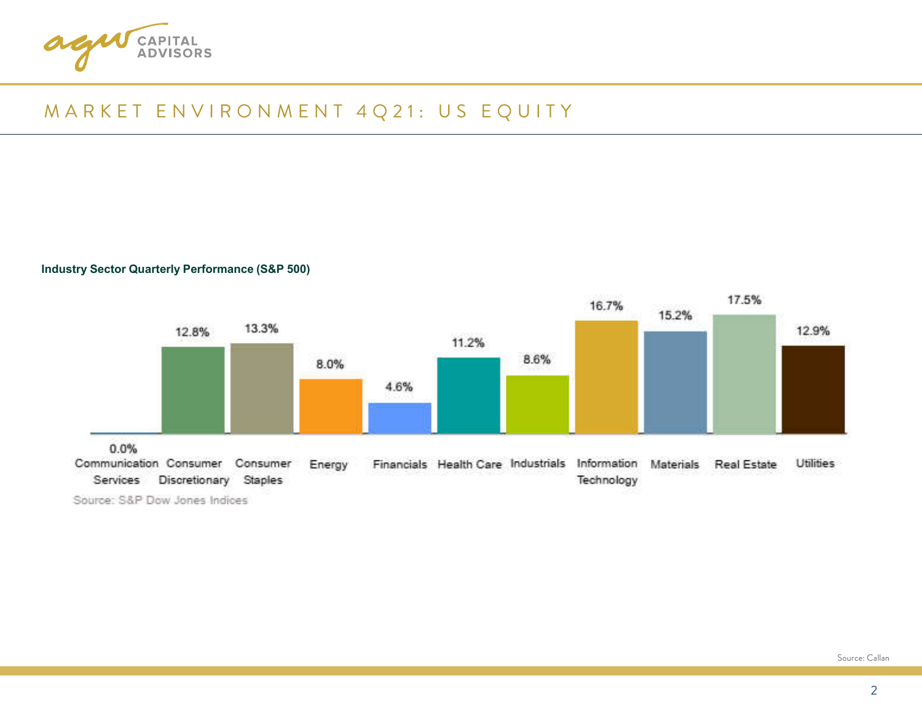# MARKET ENVIRONMENT 4Q21: US EQUITY

**Industry Sector Quarterly Performance (S&P 500)**

| Sector | Performance |
| --- | --- |
| Communication Services | 0.0% |
| Consumer Discretionary | 12.8% |
| Consumer Staples | 13.3% |
| Energy | 8.0% |
| Financials | 4.6% |
| Health Care | 11.2% |
| Industrials | 8.6% |
| Information Technology | 16.7% |
| Materials | 15.2% |
| Real Estate | 17.5% |
| Utilities | 12.9% |

Source: S&P Dow Jones Indices

Source: Callan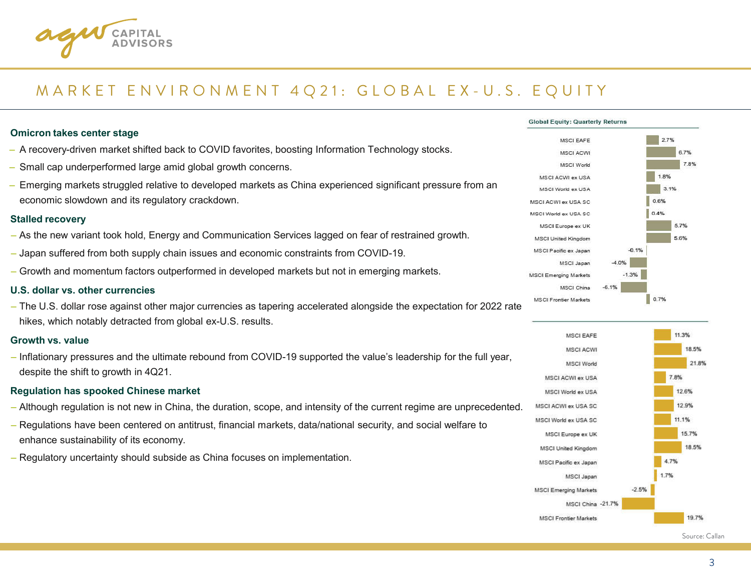# MARKET ENVIRONMENT 4Q21: GLOBAL EX-U.S. EQUITY

**Omicron takes center stage**

- A recovery-driven market shifted back to COVID favorites, boosting Information Technology stocks.
- Small cap underperformed large amid global growth concerns.
- Emerging markets struggled relative to developed markets as China experienced significant pressure from an economic slowdown and its regulatory crackdown.

**Stalled recovery**

- As the new variant took hold, Energy and Communication Services lagged on fear of restrained growth.
- Japan suffered from both supply chain issues and economic constraints from COVID-19.
- Growth and momentum factors outperformed in developed markets but not in emerging markets.

**U.S. dollar vs. other currencies**

- The U.S. dollar rose against other major currencies as tapering accelerated alongside the expectation for 2022 rate hikes, which notably detracted from global ex-U.S. results.

**Growth vs. value**

- Inflationary pressures and the ultimate rebound from COVID-19 supported the value's leadership for the full year, despite the shift to growth in 4Q21.

**Regulation has spooked Chinese market**

- Although regulation is not new in China, the duration, scope, and intensity of the current regime are unprecedented.
- Regulations have been centered on antitrust, financial markets, data/national security, and social welfare to enhance sustainability of its economy.
- Regulatory uncertainty should subside as China focuses on implementation.

**Global Equity: Quarterly Returns**

| Index | Quarterly Return |
|---|---|
| MSCI EAFE | 2.7% |
| MSCI ACWI | 6.7% |
| MSCI World | 7.8% |
| MSCI ACWI ex USA | 1.8% |
| MSCI World ex USA | 3.1% |
| MSCI ACWI ex USA SC | 0.6% |
| MSCI World ex USA SC | 0.4% |
| MSCI Europe ex UK | 5.7% |
| MSCI United Kingdom | 5.6% |
| MSCI Pacific ex Japan | -0.1% |
| MSCI Japan | -4.0% |
| MSCI Emerging Markets | -1.3% |
| MSCI China | -6.1% |
| MSCI Frontier Markets | 0.7% |

| Index | Return |
|---|---|
| MSCI EAFE | 11.3% |
| MSCI ACWI | 18.5% |
| MSCI World | 21.8% |
| MSCI ACWI ex USA | 7.8% |
| MSCI World ex USA | 12.6% |
| MSCI ACWI ex USA SC | 12.9% |
| MSCI World ex USA SC | 11.1% |
| MSCI Europe ex UK | 15.7% |
| MSCI United Kingdom | 18.5% |
| MSCI Pacific ex Japan | 4.7% |
| MSCI Japan | 1.7% |
| MSCI Emerging Markets | -2.5% |
| MSCI China | -21.7% |
| MSCI Frontier Markets | 19.7% |

Source: Callan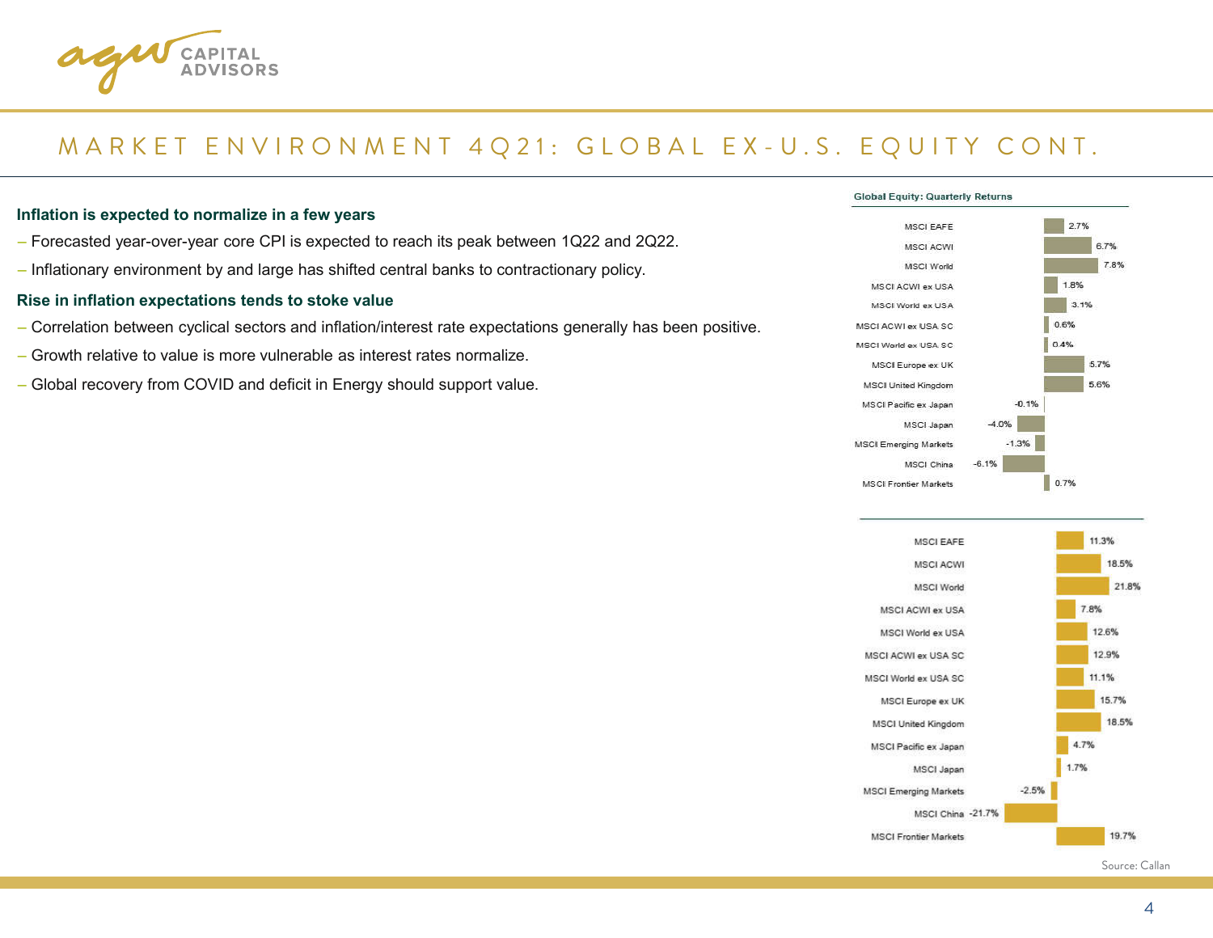# MARKET ENVIRONMENT 4Q21: GLOBAL EX-U.S. EQUITY CONT.

**Inflation is expected to normalize in a few years**

- Forecasted year-over-year core CPI is expected to reach its peak between 1Q22 and 2Q22.
- Inflationary environment by and large has shifted central banks to contractionary policy.

**Rise in inflation expectations tends to stoke value**

- Correlation between cyclical sectors and inflation/interest rate expectations generally has been positive.
- Growth relative to value is more vulnerable as interest rates normalize.
- Global recovery from COVID and deficit in Energy should support value.

**Global Equity: Quarterly Returns**

| Index | Quarterly Return |
|---|---|
| MSCI EAFE | 2.7% |
| MSCI ACWI | 6.7% |
| MSCI World | 7.8% |
| MSCI ACWI ex USA | 1.8% |
| MSCI World ex USA | 3.1% |
| MSCI ACWI ex USA SC | 0.6% |
| MSCI World ex USA SC | 0.4% |
| MSCI Europe ex UK | 5.7% |
| MSCI United Kingdom | 5.6% |
| MSCI Pacific ex Japan | -0.1% |
| MSCI Japan | -4.0% |
| MSCI Emerging Markets | -1.3% |
| MSCI China | -6.1% |
| MSCI Frontier Markets | 0.7% |

| Index | Return |
|---|---|
| MSCI EAFE | 11.3% |
| MSCI ACWI | 18.5% |
| MSCI World | 21.8% |
| MSCI ACWI ex USA | 7.8% |
| MSCI World ex USA | 12.6% |
| MSCI ACWI ex USA SC | 12.9% |
| MSCI World ex USA SC | 11.1% |
| MSCI Europe ex UK | 15.7% |
| MSCI United Kingdom | 18.5% |
| MSCI Pacific ex Japan | 4.7% |
| MSCI Japan | 1.7% |
| MSCI Emerging Markets | -2.5% |
| MSCI China | -21.7% |
| MSCI Frontier Markets | 19.7% |

Source: Callan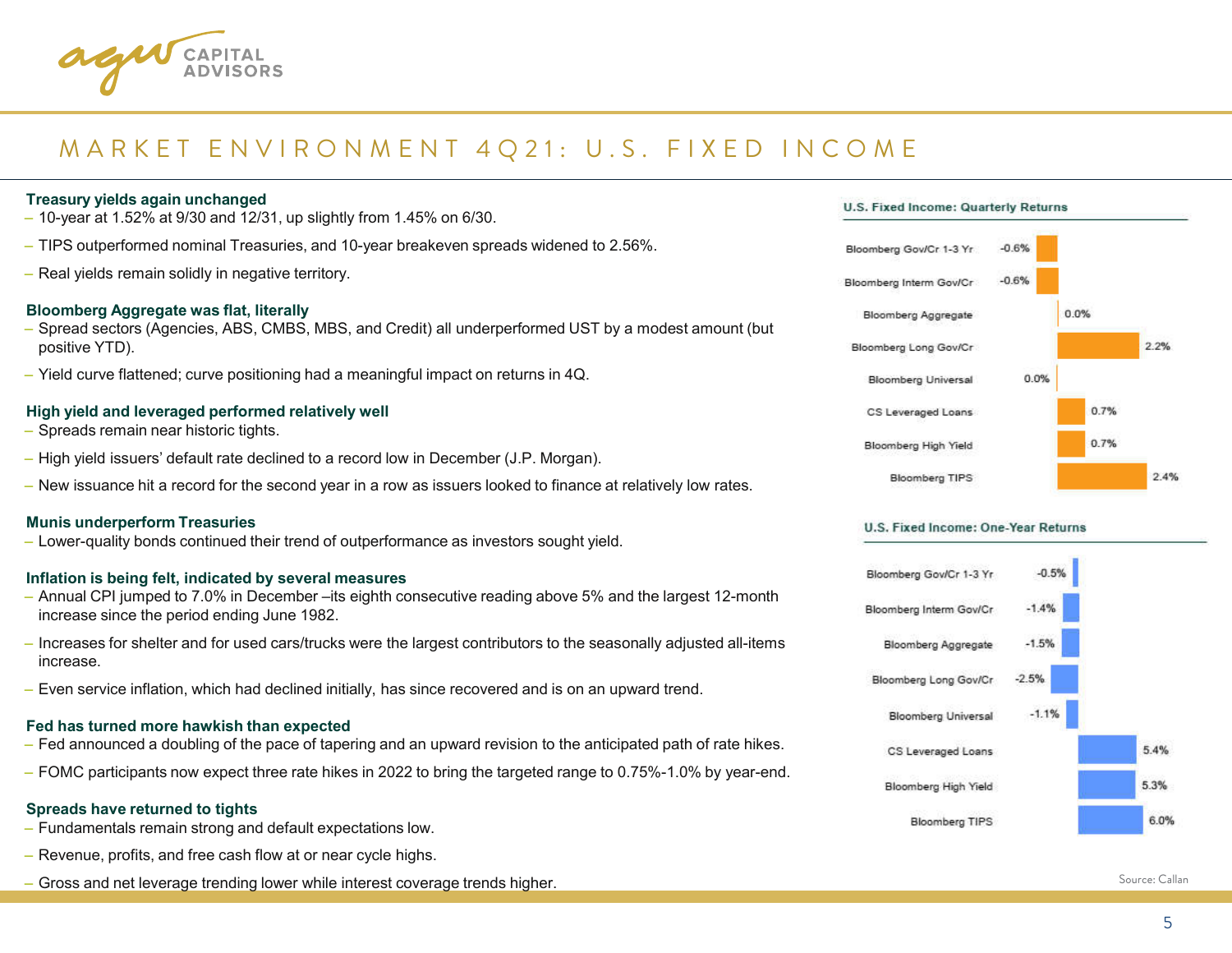# MARKET ENVIRONMENT 4Q21: U.S. FIXED INCOME

**Treasury yields again unchanged**

- 10-year at 1.52% at 9/30 and 12/31, up slightly from 1.45% on 6/30.
- TIPS outperformed nominal Treasuries, and 10-year breakeven spreads widened to 2.56%.
- Real yields remain solidly in negative territory.

**Bloomberg Aggregate was flat, literally**

- Spread sectors (Agencies, ABS, CMBS, MBS, and Credit) all underperformed UST by a modest amount (but positive YTD).
- Yield curve flattened; curve positioning had a meaningful impact on returns in 4Q.

**High yield and leveraged performed relatively well**

- Spreads remain near historic tights.
- High yield issuers' default rate declined to a record low in December (J.P. Morgan).
- New issuance hit a record for the second year in a row as issuers looked to finance at relatively low rates.

**Munis underperform Treasuries**

- Lower-quality bonds continued their trend of outperformance as investors sought yield.

**Inflation is being felt, indicated by several measures**

- Annual CPI jumped to 7.0% in December –its eighth consecutive reading above 5% and the largest 12-month increase since the period ending June 1982.
- Increases for shelter and for used cars/trucks were the largest contributors to the seasonally adjusted all-items increase.
- Even service inflation, which had declined initially, has since recovered and is on an upward trend.

**Fed has turned more hawkish than expected**

- Fed announced a doubling of the pace of tapering and an upward revision to the anticipated path of rate hikes.
- FOMC participants now expect three rate hikes in 2022 to bring the targeted range to 0.75%-1.0% by year-end.

**Spreads have returned to tights**

- Fundamentals remain strong and default expectations low.
- Revenue, profits, and free cash flow at or near cycle highs.
- Gross and net leverage trending lower while interest coverage trends higher.

**U.S. Fixed Income: Quarterly Returns**

| Index | Return |
|---|---|
| Bloomberg Gov/Cr 1-3 Yr | -0.6% |
| Bloomberg Interm Gov/Cr | -0.6% |
| Bloomberg Aggregate | 0.0% |
| Bloomberg Long Gov/Cr | 2.2% |
| Bloomberg Universal | 0.0% |
| CS Leveraged Loans | 0.7% |
| Bloomberg High Yield | 0.7% |
| Bloomberg TIPS | 2.4% |

**U.S. Fixed Income: One-Year Returns**

| Index | Return |
|---|---|
| Bloomberg Gov/Cr 1-3 Yr | -0.5% |
| Bloomberg Interm Gov/Cr | -1.4% |
| Bloomberg Aggregate | -1.5% |
| Bloomberg Long Gov/Cr | -2.5% |
| Bloomberg Universal | -1.1% |
| CS Leveraged Loans | 5.4% |
| Bloomberg High Yield | 5.3% |
| Bloomberg TIPS | 6.0% |

Source: Callan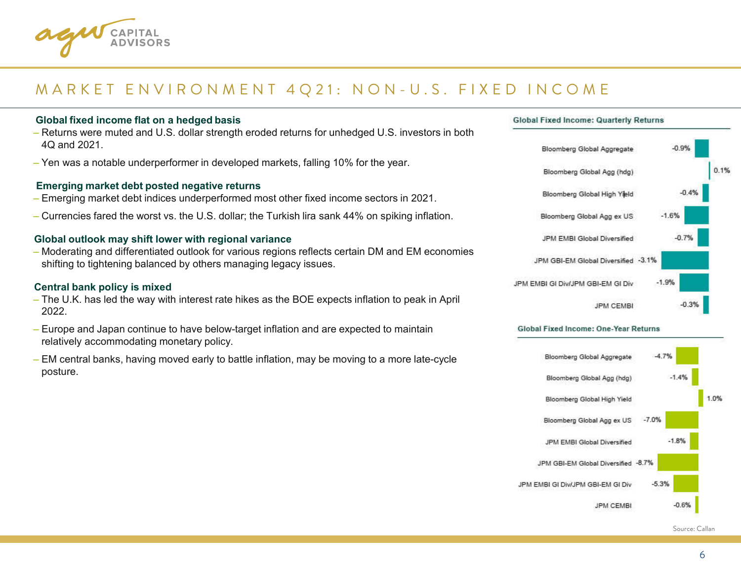# MARKET ENVIRONMENT 4Q21: NON-U.S. FIXED INCOME

### Global fixed income flat on a hedged basis

- Returns were muted and U.S. dollar strength eroded returns for unhedged U.S. investors in both 4Q and 2021.
- Yen was a notable underperformer in developed markets, falling 10% for the year.

### Emerging market debt posted negative returns

- Emerging market debt indices underperformed most other fixed income sectors in 2021.
- Currencies fared the worst vs. the U.S. dollar; the Turkish lira sank 44% on spiking inflation.

### Global outlook may shift lower with regional variance

- Moderating and differentiated outlook for various regions reflects certain DM and EM economies shifting to tightening balanced by others managing legacy issues.

### Central bank policy is mixed

- The U.K. has led the way with interest rate hikes as the BOE expects inflation to peak in April 2022.
- Europe and Japan continue to have below-target inflation and are expected to maintain relatively accommodating monetary policy.
- EM central banks, having moved early to battle inflation, may be moving to a more late-cycle posture.

**Global Fixed Income: Quarterly Returns**

| Index | Return |
|---|---|
| Bloomberg Global Aggregate | -0.9% |
| Bloomberg Global Agg (hdg) | 0.1% |
| Bloomberg Global High Yield | -0.4% |
| Bloomberg Global Agg ex US | -1.6% |
| JPM EMBI Global Diversified | -0.7% |
| JPM GBI-EM Global Diversified | -3.1% |
| JPM EMBI Gl Div/JPM GBI-EM Gl Div | -1.9% |
| JPM CEMBI | -0.3% |

**Global Fixed Income: One-Year Returns**

| Index | Return |
|---|---|
| Bloomberg Global Aggregate | -4.7% |
| Bloomberg Global Agg (hdg) | -1.4% |
| Bloomberg Global High Yield | 1.0% |
| Bloomberg Global Agg ex US | -7.0% |
| JPM EMBI Global Diversified | -1.8% |
| JPM GBI-EM Global Diversified | -8.7% |
| JPM EMBI Gl Div/JPM GBI-EM Gl Div | -5.3% |
| JPM CEMBI | -0.6% |

Source: Callan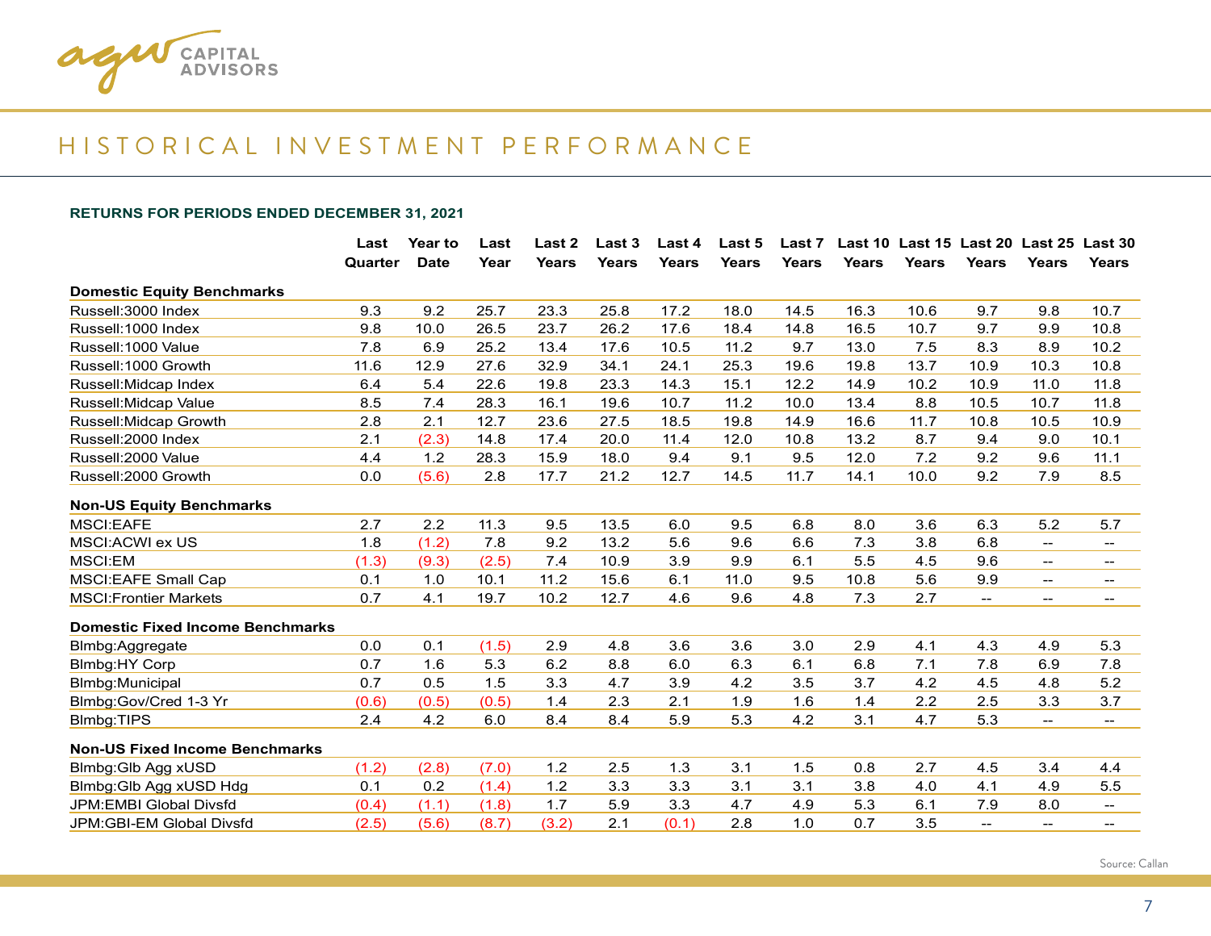# HISTORICAL INVESTMENT PERFORMANCE

**RETURNS FOR PERIODS ENDED DECEMBER 31, 2021**

| | Last Quarter | Year to Date | Last Year | Last 2 Years | Last 3 Years | Last 4 Years | Last 5 Years | Last 7 Years | Last 10 Years | Last 15 Years | Last 20 Years | Last 25 Years | Last 30 Years |
|---|---|---|---|---|---|---|---|---|---|---|---|---|---|
| **Domestic Equity Benchmarks** | | | | | | | | | | | | | |
| Russell:3000 Index | 9.3 | 9.2 | 25.7 | 23.3 | 25.8 | 17.2 | 18.0 | 14.5 | 16.3 | 10.6 | 9.7 | 9.8 | 10.7 |
| Russell:1000 Index | 9.8 | 10.0 | 26.5 | 23.7 | 26.2 | 17.6 | 18.4 | 14.8 | 16.5 | 10.7 | 9.7 | 9.9 | 10.8 |
| Russell:1000 Value | 7.8 | 6.9 | 25.2 | 13.4 | 17.6 | 10.5 | 11.2 | 9.7 | 13.0 | 7.5 | 8.3 | 8.9 | 10.2 |
| Russell:1000 Growth | 11.6 | 12.9 | 27.6 | 32.9 | 34.1 | 24.1 | 25.3 | 19.6 | 19.8 | 13.7 | 10.9 | 10.3 | 10.8 |
| Russell:Midcap Index | 6.4 | 5.4 | 22.6 | 19.8 | 23.3 | 14.3 | 15.1 | 12.2 | 14.9 | 10.2 | 10.9 | 11.0 | 11.8 |
| Russell:Midcap Value | 8.5 | 7.4 | 28.3 | 16.1 | 19.6 | 10.7 | 11.2 | 10.0 | 13.4 | 8.8 | 10.5 | 10.7 | 11.8 |
| Russell:Midcap Growth | 2.8 | 2.1 | 12.7 | 23.6 | 27.5 | 18.5 | 19.8 | 14.9 | 16.6 | 11.7 | 10.8 | 10.5 | 10.9 |
| Russell:2000 Index | 2.1 | (2.3) | 14.8 | 17.4 | 20.0 | 11.4 | 12.0 | 10.8 | 13.2 | 8.7 | 9.4 | 9.0 | 10.1 |
| Russell:2000 Value | 4.4 | 1.2 | 28.3 | 15.9 | 18.0 | 9.4 | 9.1 | 9.5 | 12.0 | 7.2 | 9.2 | 9.6 | 11.1 |
| Russell:2000 Growth | 0.0 | (5.6) | 2.8 | 17.7 | 21.2 | 12.7 | 14.5 | 11.7 | 14.1 | 10.0 | 9.2 | 7.9 | 8.5 |
| **Non-US Equity Benchmarks** | | | | | | | | | | | | | |
| MSCI:EAFE | 2.7 | 2.2 | 11.3 | 9.5 | 13.5 | 6.0 | 9.5 | 6.8 | 8.0 | 3.6 | 6.3 | 5.2 | 5.7 |
| MSCI:ACWI ex US | 1.8 | (1.2) | 7.8 | 9.2 | 13.2 | 5.6 | 9.6 | 6.6 | 7.3 | 3.8 | 6.8 | -- | -- |
| MSCI:EM | (1.3) | (9.3) | (2.5) | 7.4 | 10.9 | 3.9 | 9.9 | 6.1 | 5.5 | 4.5 | 9.6 | -- | -- |
| MSCI:EAFE Small Cap | 0.1 | 1.0 | 10.1 | 11.2 | 15.6 | 6.1 | 11.0 | 9.5 | 10.8 | 5.6 | 9.9 | -- | -- |
| MSCI:Frontier Markets | 0.7 | 4.1 | 19.7 | 10.2 | 12.7 | 4.6 | 9.6 | 4.8 | 7.3 | 2.7 | -- | -- | -- |
| **Domestic Fixed Income Benchmarks** | | | | | | | | | | | | | |
| Blmbg:Aggregate | 0.0 | 0.1 | (1.5) | 2.9 | 4.8 | 3.6 | 3.6 | 3.0 | 2.9 | 4.1 | 4.3 | 4.9 | 5.3 |
| Blmbg:HY Corp | 0.7 | 1.6 | 5.3 | 6.2 | 8.8 | 6.0 | 6.3 | 6.1 | 6.8 | 7.1 | 7.8 | 6.9 | 7.8 |
| Blmbg:Municipal | 0.7 | 0.5 | 1.5 | 3.3 | 4.7 | 3.9 | 4.2 | 3.5 | 3.7 | 4.2 | 4.5 | 4.8 | 5.2 |
| Blmbg:Gov/Cred 1-3 Yr | (0.6) | (0.5) | (0.5) | 1.4 | 2.3 | 2.1 | 1.9 | 1.6 | 1.4 | 2.2 | 2.5 | 3.3 | 3.7 |
| Blmbg:TIPS | 2.4 | 4.2 | 6.0 | 8.4 | 8.4 | 5.9 | 5.3 | 4.2 | 3.1 | 4.7 | 5.3 | -- | -- |
| **Non-US Fixed Income Benchmarks** | | | | | | | | | | | | | |
| Blmbg:Glb Agg xUSD | (1.2) | (2.8) | (7.0) | 1.2 | 2.5 | 1.3 | 3.1 | 1.5 | 0.8 | 2.7 | 4.5 | 3.4 | 4.4 |
| Blmbg:Glb Agg xUSD Hdg | 0.1 | 0.2 | (1.4) | 1.2 | 3.3 | 3.3 | 3.1 | 3.1 | 3.8 | 4.0 | 4.1 | 4.9 | 5.5 |
| JPM:EMBI Global Divsfd | (0.4) | (1.1) | (1.8) | 1.7 | 5.9 | 3.3 | 4.7 | 4.9 | 5.3 | 6.1 | 7.9 | 8.0 | -- |
| JPM:GBI-EM Global Divsfd | (2.5) | (5.6) | (8.7) | (3.2) | 2.1 | (0.1) | 2.8 | 1.0 | 0.7 | 3.5 | -- | -- | -- |

Source: Callan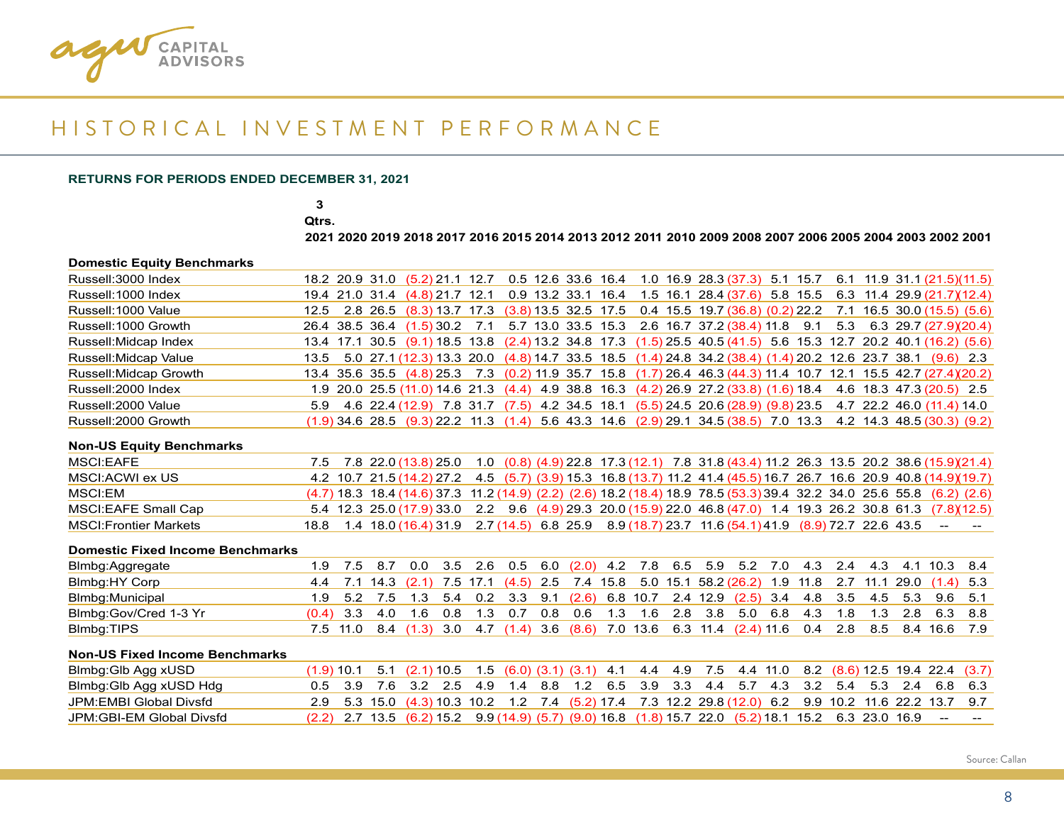## HISTORICAL INVESTMENT PERFORMANCE

**RETURNS FOR PERIODS ENDED DECEMBER 31, 2021**

| | 3 Qtrs. 2021 | 2020 | 2019 | 2018 | 2017 | 2016 | 2015 | 2014 | 2013 | 2012 | 2011 | 2010 | 2009 | 2008 | 2007 | 2006 | 2005 | 2004 | 2003 | 2002 | 2001 |
|---|---|---|---|---|---|---|---|---|---|---|---|---|---|---|---|---|---|---|---|---|---|
| **Domestic Equity Benchmarks** | | | | | | | | | | | | | | | | | | | | | |
| Russell:3000 Index | 18.2 | 20.9 | 31.0 | (5.2) | 21.1 | 12.7 | 0.5 | 12.6 | 33.6 | 16.4 | 1.0 | 16.9 | 28.3 | (37.3) | 5.1 | 15.7 | 6.1 | 11.9 | 31.1 | (21.5) | (11.5) |
| Russell:1000 Index | 19.4 | 21.0 | 31.4 | (4.8) | 21.7 | 12.1 | 0.9 | 13.2 | 33.1 | 16.4 | 1.5 | 16.1 | 28.4 | (37.6) | 5.8 | 15.5 | 6.3 | 11.4 | 29.9 | (21.7) | (12.4) |
| Russell:1000 Value | 12.5 | 2.8 | 26.5 | (8.3) | 13.7 | 17.3 | (3.8) | 13.5 | 32.5 | 17.5 | 0.4 | 15.5 | 19.7 | (36.8) | (0.2) | 22.2 | 7.1 | 16.5 | 30.0 | (15.5) | (5.6) |
| Russell:1000 Growth | 26.4 | 38.5 | 36.4 | (1.5) | 30.2 | 7.1 | 5.7 | 13.0 | 33.5 | 15.3 | 2.6 | 16.7 | 37.2 | (38.4) | 11.8 | 9.1 | 5.3 | 6.3 | 29.7 | (27.9) | (20.4) |
| Russell:Midcap Index | 13.4 | 17.1 | 30.5 | (9.1) | 18.5 | 13.8 | (2.4) | 13.2 | 34.8 | 17.3 | (1.5) | 25.5 | 40.5 | (41.5) | 5.6 | 15.3 | 12.7 | 20.2 | 40.1 | (16.2) | (5.6) |
| Russell:Midcap Value | 13.5 | 5.0 | 27.1 | (12.3) | 13.3 | 20.0 | (4.8) | 14.7 | 33.5 | 18.5 | (1.4) | 24.8 | 34.2 | (38.4) | (1.4) | 20.2 | 12.6 | 23.7 | 38.1 | (9.6) | 2.3 |
| Russell:Midcap Growth | 13.4 | 35.6 | 35.5 | (4.8) | 25.3 | 7.3 | (0.2) | 11.9 | 35.7 | 15.8 | (1.7) | 26.4 | 46.3 | (44.3) | 11.4 | 10.7 | 12.1 | 15.5 | 42.7 | (27.4) | (20.2) |
| Russell:2000 Index | 1.9 | 20.0 | 25.5 | (11.0) | 14.6 | 21.3 | (4.4) | 4.9 | 38.8 | 16.3 | (4.2) | 26.9 | 27.2 | (33.8) | (1.6) | 18.4 | 4.6 | 18.3 | 47.3 | (20.5) | 2.5 |
| Russell:2000 Value | 5.9 | 4.6 | 22.4 | (12.9) | 7.8 | 31.7 | (7.5) | 4.2 | 34.5 | 18.1 | (5.5) | 24.5 | 20.6 | (28.9) | (9.8) | 23.5 | 4.7 | 22.2 | 46.0 | (11.4) | 14.0 |
| Russell:2000 Growth | (1.9) | 34.6 | 28.5 | (9.3) | 22.2 | 11.3 | (1.4) | 5.6 | 43.3 | 14.6 | (2.9) | 29.1 | 34.5 | (38.5) | 7.0 | 13.3 | 4.2 | 14.3 | 48.5 | (30.3) | (9.2) |
| **Non-US Equity Benchmarks** | | | | | | | | | | | | | | | | | | | | | |
| MSCI:EAFE | 7.5 | 7.8 | 22.0 | (13.8) | 25.0 | 1.0 | (0.8) | (4.9) | 22.8 | 17.3 | (12.1) | 7.8 | 31.8 | (43.4) | 11.2 | 26.3 | 13.5 | 20.2 | 38.6 | (15.9) | (21.4) |
| MSCI:ACWI ex US | 4.2 | 10.7 | 21.5 | (14.2) | 27.2 | 4.5 | (5.7) | (3.9) | 15.3 | 16.8 | (13.7) | 11.2 | 41.4 | (45.5) | 16.7 | 26.7 | 16.6 | 20.9 | 40.8 | (14.9) | (19.7) |
| MSCI:EM | (4.7) | 18.3 | 18.4 | (14.6) | 37.3 | 11.2 | (14.9) | (2.2) | (2.6) | 18.2 | (18.4) | 18.9 | 78.5 | (53.3) | 39.4 | 32.2 | 34.0 | 25.6 | 55.8 | (6.2) | (2.6) |
| MSCI:EAFE Small Cap | 5.4 | 12.3 | 25.0 | (17.9) | 33.0 | 2.2 | 9.6 | (4.9) | 29.3 | 20.0 | (15.9) | 22.0 | 46.8 | (47.0) | 1.4 | 19.3 | 26.2 | 30.8 | 61.3 | (7.8) | (12.5) |
| MSCI:Frontier Markets | 18.8 | 1.4 | 18.0 | (16.4) | 31.9 | 2.7 | (14.5) | 6.8 | 25.9 | 8.9 | (18.7) | 23.7 | 11.6 | (54.1) | 41.9 | (8.9) | 72.7 | 22.6 | 43.5 | -- | -- |
| **Domestic Fixed Income Benchmarks** | | | | | | | | | | | | | | | | | | | | | |
| Blmbg:Aggregate | 1.9 | 7.5 | 8.7 | 0.0 | 3.5 | 2.6 | 0.5 | 6.0 | (2.0) | 4.2 | 7.8 | 6.5 | 5.9 | 5.2 | 7.0 | 4.3 | 2.4 | 4.3 | 4.1 | 10.3 | 8.4 |
| Blmbg:HY Corp | 4.4 | 7.1 | 14.3 | (2.1) | 7.5 | 17.1 | (4.5) | 2.5 | 7.4 | 15.8 | 5.0 | 15.1 | 58.2 | (26.2) | 1.9 | 11.8 | 2.7 | 11.1 | 29.0 | (1.4) | 5.3 |
| Blmbg:Municipal | 1.9 | 5.2 | 7.5 | 1.3 | 5.4 | 0.2 | 3.3 | 9.1 | (2.6) | 6.8 | 10.7 | 2.4 | 12.9 | (2.5) | 3.4 | 4.8 | 3.5 | 4.5 | 5.3 | 9.6 | 5.1 |
| Blmbg:Gov/Cred 1-3 Yr | (0.4) | 3.3 | 4.0 | 1.6 | 0.8 | 1.3 | 0.7 | 0.8 | 0.6 | 1.3 | 1.6 | 2.8 | 3.8 | 5.0 | 6.8 | 4.3 | 1.8 | 1.3 | 2.8 | 6.3 | 8.8 |
| Blmbg:TIPS | 7.5 | 11.0 | 8.4 | (1.3) | 3.0 | 4.7 | (1.4) | 3.6 | (8.6) | 7.0 | 13.6 | 6.3 | 11.4 | (2.4) | 11.6 | 0.4 | 2.8 | 8.5 | 8.4 | 16.6 | 7.9 |
| **Non-US Fixed Income Benchmarks** | | | | | | | | | | | | | | | | | | | | | |
| Blmbg:Glb Agg xUSD | (1.9) | 10.1 | 5.1 | (2.1) | 10.5 | 1.5 | (6.0) | (3.1) | (3.1) | 4.1 | 4.4 | 4.9 | 7.5 | 4.4 | 11.0 | 8.2 | (8.6) | 12.5 | 19.4 | 22.4 | (3.7) |
| Blmbg:Glb Agg xUSD Hdg | 0.5 | 3.9 | 7.6 | 3.2 | 2.5 | 4.9 | 1.4 | 8.8 | 1.2 | 6.5 | 3.9 | 3.3 | 4.4 | 5.7 | 4.3 | 3.2 | 5.4 | 5.3 | 2.4 | 6.8 | 6.3 |
| JPM:EMBI Global Divsfd | 2.9 | 5.3 | 15.0 | (4.3) | 10.3 | 10.2 | 1.2 | 7.4 | (5.2) | 17.4 | 7.3 | 12.2 | 29.8 | (12.0) | 6.2 | 9.9 | 10.2 | 11.6 | 22.2 | 13.7 | 9.7 |
| JPM:GBI-EM Global Divsfd | (2.2) | 2.7 | 13.5 | (6.2) | 15.2 | 9.9 | (14.9) | (5.7) | (9.0) | 16.8 | (1.8) | 15.7 | 22.0 | (5.2) | 18.1 | 15.2 | 6.3 | 23.0 | 16.9 | -- | -- |

Source: Callan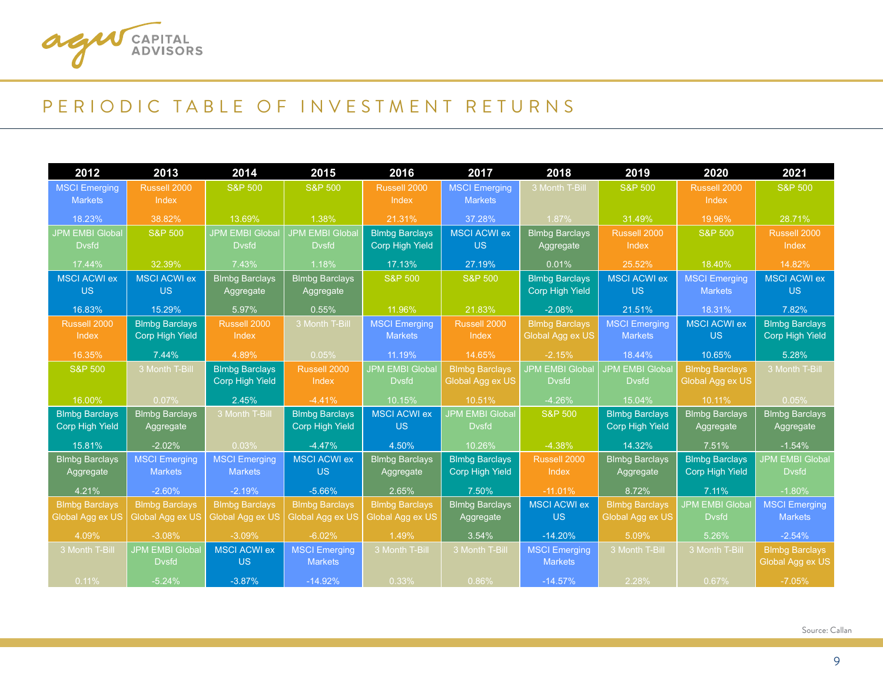## PERIODIC TABLE OF INVESTMENT RETURNS

| 2012 | 2013 | 2014 | 2015 | 2016 | 2017 | 2018 | 2019 | 2020 | 2021 |
|---|---|---|---|---|---|---|---|---|---|
| MSCI Emerging Markets 18.23% | Russell 2000 Index 38.82% | S&P 500 13.69% | S&P 500 1.38% | Russell 2000 Index 21.31% | MSCI Emerging Markets 37.28% | 3 Month T-Bill 1.87% | S&P 500 31.49% | Russell 2000 Index 19.96% | S&P 500 28.71% |
| JPM EMBI Global Dvsfd 17.44% | S&P 500 32.39% | JPM EMBI Global Dvsfd 7.43% | JPM EMBI Global Dvsfd 1.18% | Blmbg Barclays Corp High Yield 17.13% | MSCI ACWI ex US 27.19% | Blmbg Barclays Aggregate 0.01% | Russell 2000 Index 25.52% | S&P 500 18.40% | Russell 2000 Index 14.82% |
| MSCI ACWI ex US 16.83% | MSCI ACWI ex US 15.29% | Blmbg Barclays Aggregate 5.97% | Blmbg Barclays Aggregate 0.55% | S&P 500 11.96% | S&P 500 21.83% | Blmbg Barclays Corp High Yield -2.08% | MSCI ACWI ex US 21.51% | MSCI Emerging Markets 18.31% | MSCI ACWI ex US 7.82% |
| Russell 2000 Index 16.35% | Blmbg Barclays Corp High Yield 7.44% | Russell 2000 Index 4.89% | 3 Month T-Bill 0.05% | MSCI Emerging Markets 11.19% | Russell 2000 Index 14.65% | Blmbg Barclays Global Agg ex US -2.15% | MSCI Emerging Markets 18.44% | MSCI ACWI ex US 10.65% | Blmbg Barclays Corp High Yield 5.28% |
| S&P 500 16.00% | 3 Month T-Bill 0.07% | Blmbg Barclays Corp High Yield 2.45% | Russell 2000 Index -4.41% | JPM EMBI Global Dvsfd 10.15% | Blmbg Barclays Global Agg ex US 10.51% | JPM EMBI Global Dvsfd -4.26% | JPM EMBI Global Dvsfd 15.04% | Blmbg Barclays Global Agg ex US 10.11% | 3 Month T-Bill 0.05% |
| Blmbg Barclays Corp High Yield 15.81% | Blmbg Barclays Aggregate -2.02% | 3 Month T-Bill 0.03% | Blmbg Barclays Corp High Yield -4.47% | MSCI ACWI ex US 4.50% | JPM EMBI Global Dvsfd 10.26% | S&P 500 -4.38% | Blmbg Barclays Corp High Yield 14.32% | Blmbg Barclays Aggregate 7.51% | Blmbg Barclays Aggregate -1.54% |
| Blmbg Barclays Aggregate 4.21% | MSCI Emerging Markets -2.60% | MSCI Emerging Markets -2.19% | MSCI ACWI ex US -5.66% | Blmbg Barclays Aggregate 2.65% | Blmbg Barclays Corp High Yield 7.50% | Russell 2000 Index -11.01% | Blmbg Barclays Aggregate 8.72% | Blmbg Barclays Corp High Yield 7.11% | JPM EMBI Global Dvsfd -1.80% |
| Blmbg Barclays Global Agg ex US 4.09% | Blmbg Barclays Global Agg ex US -3.08% | Blmbg Barclays Global Agg ex US -3.09% | Blmbg Barclays Global Agg ex US -6.02% | Blmbg Barclays Global Agg ex US 1.49% | Blmbg Barclays Aggregate 3.54% | MSCI ACWI ex US -14.20% | Blmbg Barclays Global Agg ex US 5.09% | JPM EMBI Global Dvsfd 5.26% | MSCI Emerging Markets -2.54% |
| 3 Month T-Bill 0.11% | JPM EMBI Global Dvsfd -5.24% | MSCI ACWI ex US -3.87% | MSCI Emerging Markets -14.92% | 3 Month T-Bill 0.33% | 3 Month T-Bill 0.86% | MSCI Emerging Markets -14.57% | 3 Month T-Bill 2.28% | 3 Month T-Bill 0.67% | Blmbg Barclays Global Agg ex US -7.05% |

Source: Callan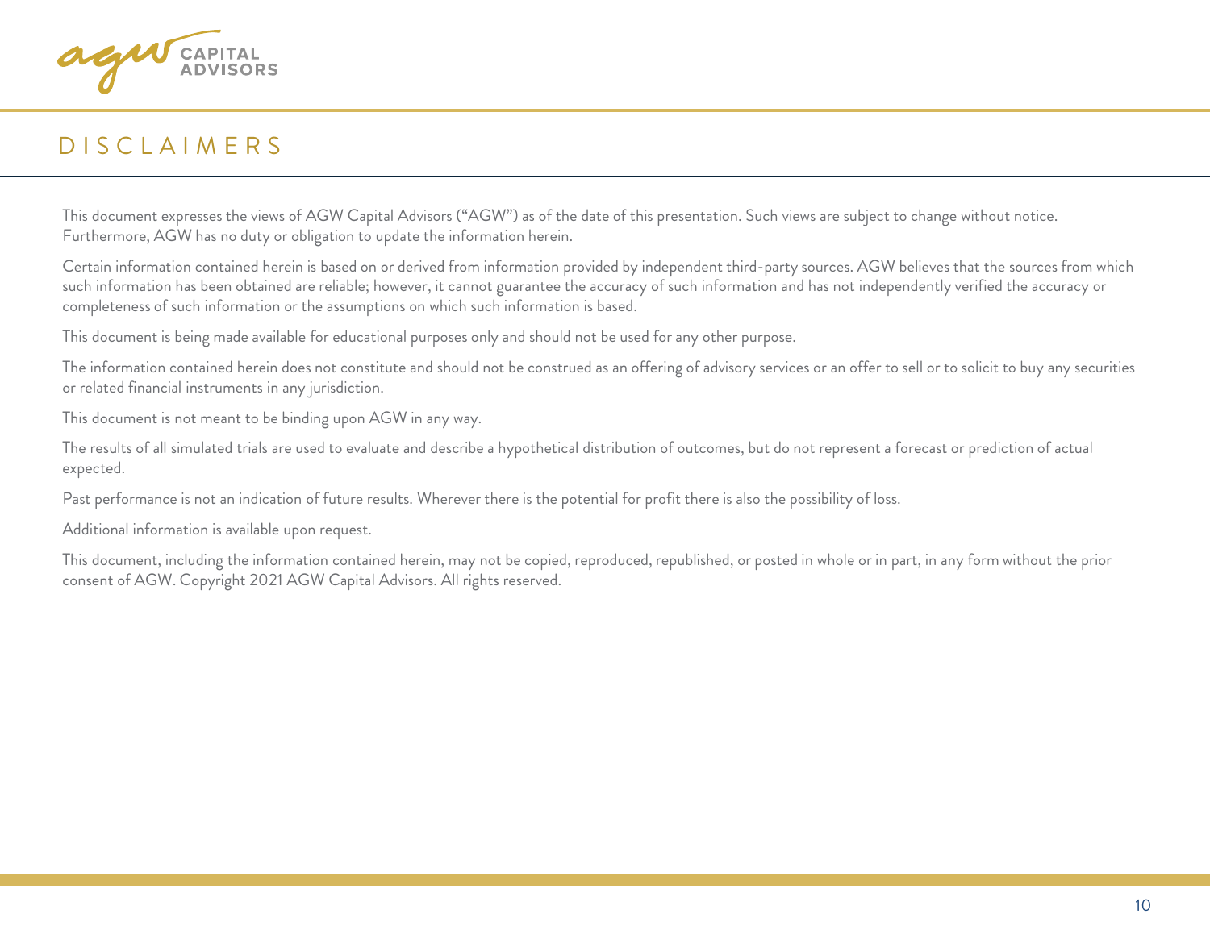# DISCLAIMERS

This document expresses the views of AGW Capital Advisors ("AGW") as of the date of this presentation. Such views are subject to change without notice. Furthermore, AGW has no duty or obligation to update the information herein.

Certain information contained herein is based on or derived from information provided by independent third-party sources. AGW believes that the sources from which such information has been obtained are reliable; however, it cannot guarantee the accuracy of such information and has not independently verified the accuracy or completeness of such information or the assumptions on which such information is based.

This document is being made available for educational purposes only and should not be used for any other purpose.

The information contained herein does not constitute and should not be construed as an offering of advisory services or an offer to sell or to solicit to buy any securities or related financial instruments in any jurisdiction.

This document is not meant to be binding upon AGW in any way.

The results of all simulated trials are used to evaluate and describe a hypothetical distribution of outcomes, but do not represent a forecast or prediction of actual expected.

Past performance is not an indication of future results. Wherever there is the potential for profit there is also the possibility of loss.

Additional information is available upon request.

This document, including the information contained herein, may not be copied, reproduced, republished, or posted in whole or in part, in any form without the prior consent of AGW. Copyright 2021 AGW Capital Advisors. All rights reserved.